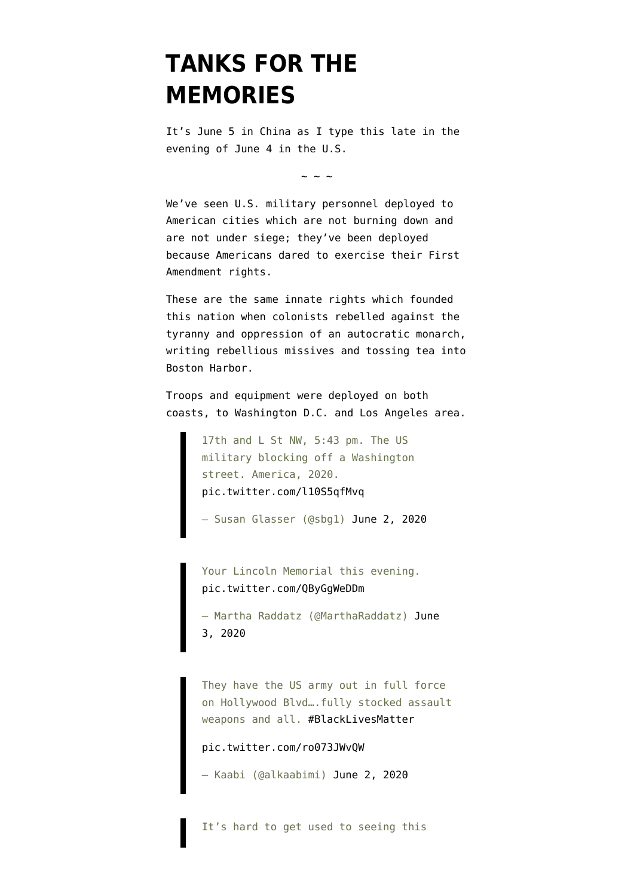# TANKS FOR THE MEMORIES

It's June 5 in China as I type this late in the evening of June 4 in the U.S.

~ ~ ~

We've seen U.S. military personnel deployed to American cities which are not burning down and are not under siege; they've been deployed because Americans dared to exercise their First Amendment rights.

These are the same innate rights which founded this nation when colonists rebelled against the tyranny and oppression of an autocratic monarch, writing rebellious missives and tossing tea into Boston Harbor.

Troops and equipment were deployed on both coasts, to Washington D.C. and Los Angeles area.

> 17th and L St NW, 5:43 pm. The US military blocking off a Washington street. America, 2020. pic.twitter.com/l10S5qfMvq
>
> — Susan Glasser (@sbg1) June 2, 2020

> Your Lincoln Memorial this evening. pic.twitter.com/QByGgWeDDm
>
> — Martha Raddatz (@MarthaRaddatz) June 3, 2020

> They have the US army out in full force on Hollywood Blvd….fully stocked assault weapons and all. #BlackLivesMatter
>
> pic.twitter.com/ro073JWvQW
>
> — Kaabi (@alkaabimi) June 2, 2020

> It's hard to get used to seeing this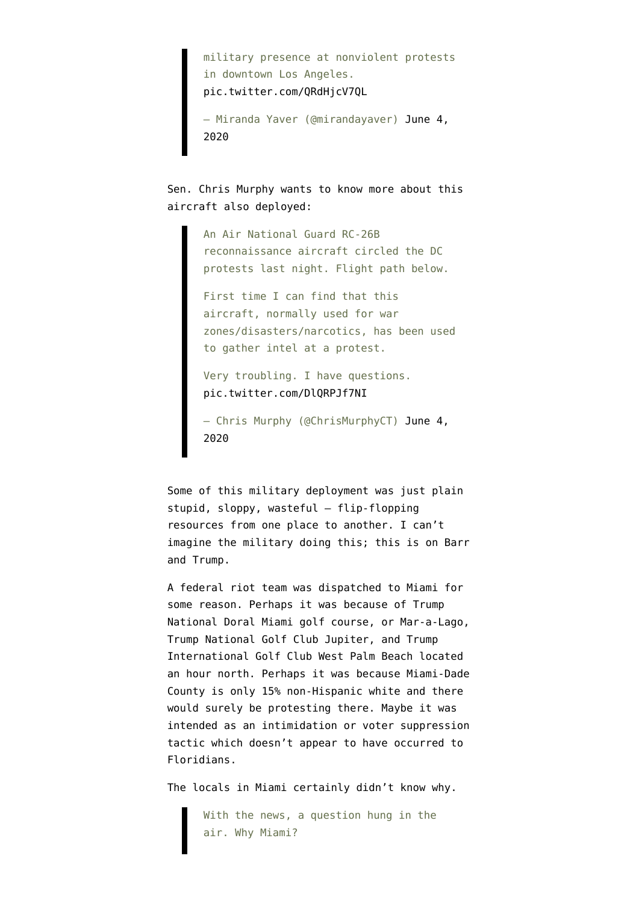> military presence at nonviolent protests in downtown Los Angeles. pic.twitter.com/QRdHjcV7QL
>
> — Miranda Yaver (@mirandayaver) June 4, 2020

Sen. Chris Murphy wants to know more about this aircraft also deployed:

> An Air National Guard RC-26B reconnaissance aircraft circled the DC protests last night. Flight path below.
>
> First time I can find that this aircraft, normally used for war zones/disasters/narcotics, has been used to gather intel at a protest.
>
> Very troubling. I have questions. pic.twitter.com/DlQRPJf7NI
>
> — Chris Murphy (@ChrisMurphyCT) June 4, 2020

Some of this military deployment was just plain stupid, sloppy, wasteful — flip-flopping resources from one place to another. I can't imagine the military doing this; this is on Barr and Trump.

A federal riot team was dispatched to Miami for some reason. Perhaps it was because of Trump National Doral Miami golf course, or Mar-a-Lago, Trump National Golf Club Jupiter, and Trump International Golf Club West Palm Beach located an hour north. Perhaps it was because Miami-Dade County is only 15% non-Hispanic white and there would surely be protesting there. Maybe it was intended as an intimidation or voter suppression tactic which doesn't appear to have occurred to Floridians.

The locals in Miami certainly didn't know why.

> With the news, a question hung in the air. Why Miami?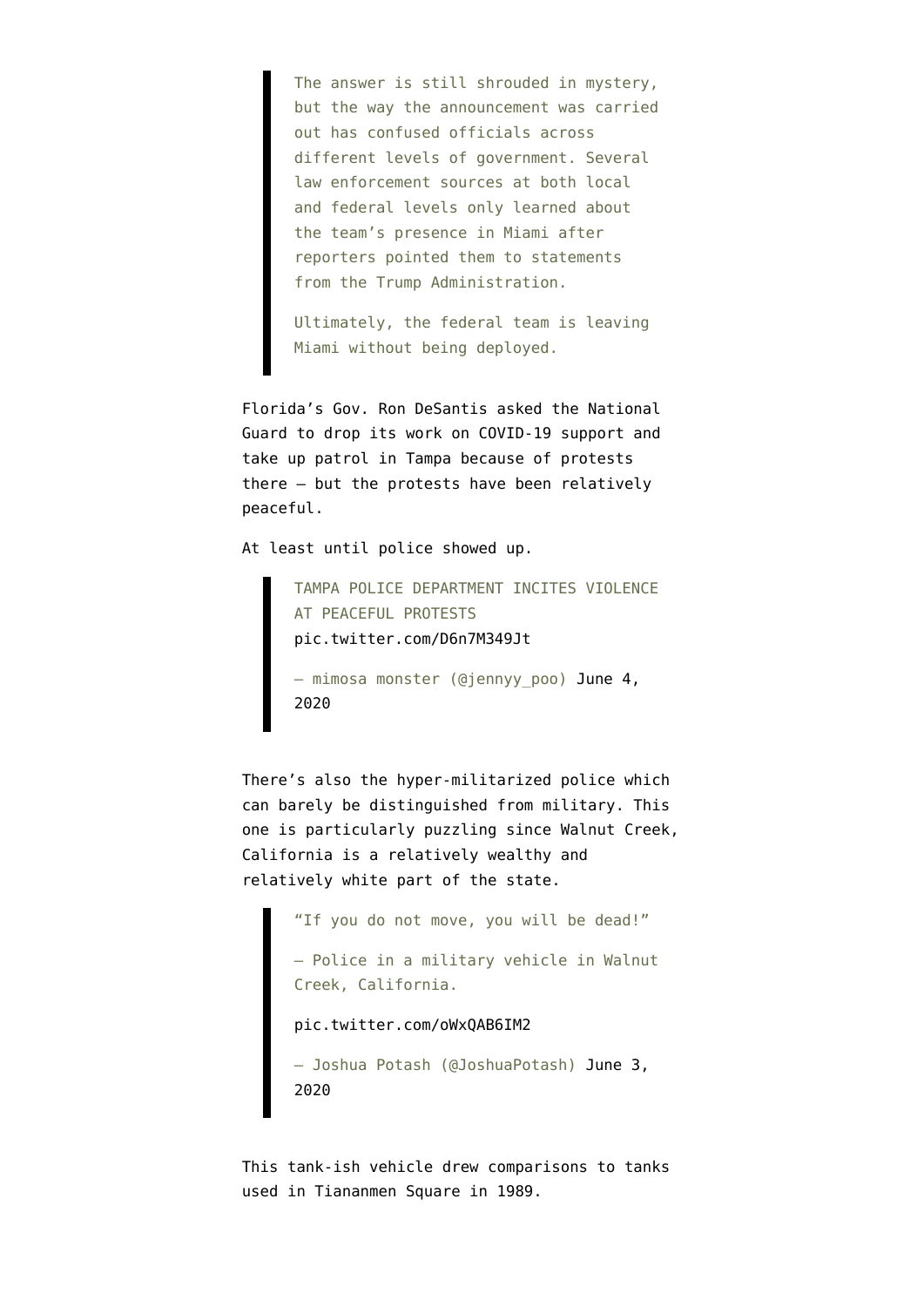> The answer is still shrouded in mystery, but the way the announcement was carried out has confused officials across different levels of government. Several law enforcement sources at both local and federal levels only learned about the team's presence in Miami after reporters pointed them to statements from the Trump Administration.
>
> Ultimately, the federal team is leaving Miami without being deployed.

Florida's Gov. Ron DeSantis asked the National Guard to drop its work on COVID-19 support and take up patrol in Tampa because of protests there — but the protests have been relatively peaceful.

At least until police showed up.

> TAMPA POLICE DEPARTMENT INCITES VIOLENCE AT PEACEFUL PROTESTS pic.twitter.com/D6n7M349Jt
>
> — mimosa monster (@jennyy_poo) June 4, 2020

There's also the hyper-militarized police which can barely be distinguished from military. This one is particularly puzzling since Walnut Creek, California is a relatively wealthy and relatively white part of the state.

> "If you do not move, you will be dead!"
>
> — Police in a military vehicle in Walnut Creek, California.
>
> pic.twitter.com/oWxQAB6IM2
>
> — Joshua Potash (@JoshuaPotash) June 3, 2020

This tank-ish vehicle drew comparisons to tanks used in Tiananmen Square in 1989.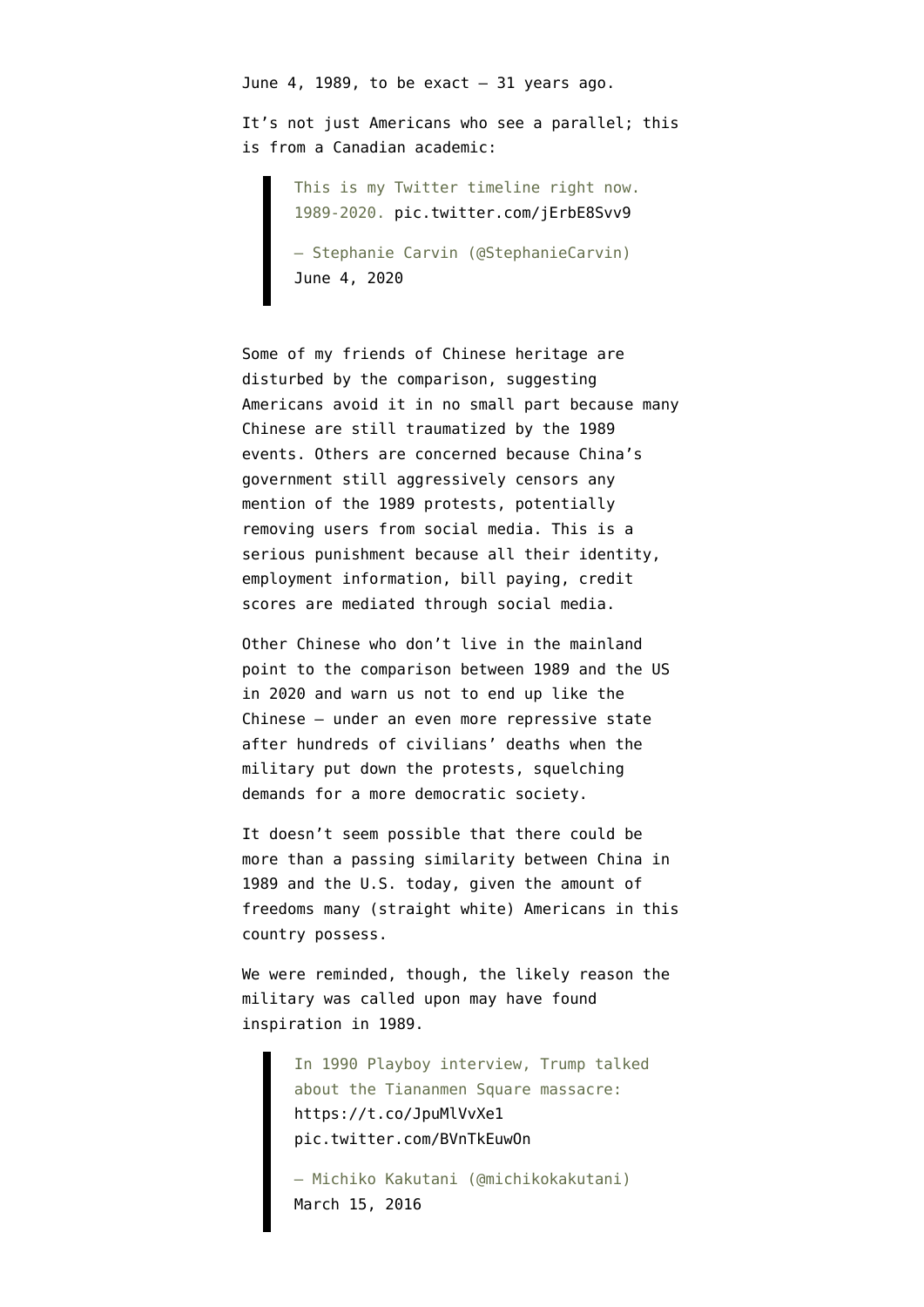June 4, 1989, to be exact — 31 years ago.

It's not just Americans who see a parallel; this is from a Canadian academic:

> This is my Twitter timeline right now. 1989-2020. pic.twitter.com/jErbE8Svv9
>
> — Stephanie Carvin (@StephanieCarvin) June 4, 2020

Some of my friends of Chinese heritage are disturbed by the comparison, suggesting Americans avoid it in no small part because many Chinese are still traumatized by the 1989 events. Others are concerned because China's government still aggressively censors any mention of the 1989 protests, potentially removing users from social media. This is a serious punishment because all their identity, employment information, bill paying, credit scores are mediated through social media.

Other Chinese who don't live in the mainland point to the comparison between 1989 and the US in 2020 and warn us not to end up like the Chinese — under an even more repressive state after hundreds of civilians' deaths when the military put down the protests, squelching demands for a more democratic society.

It doesn't seem possible that there could be more than a passing similarity between China in 1989 and the U.S. today, given the amount of freedoms many (straight white) Americans in this country possess.

We were reminded, though, the likely reason the military was called upon may have found inspiration in 1989.

> In 1990 Playboy interview, Trump talked about the Tiananmen Square massacre: https://t.co/JpuMlVvXe1 pic.twitter.com/BVnTkEuwOn
>
> — Michiko Kakutani (@michikokakutani) March 15, 2016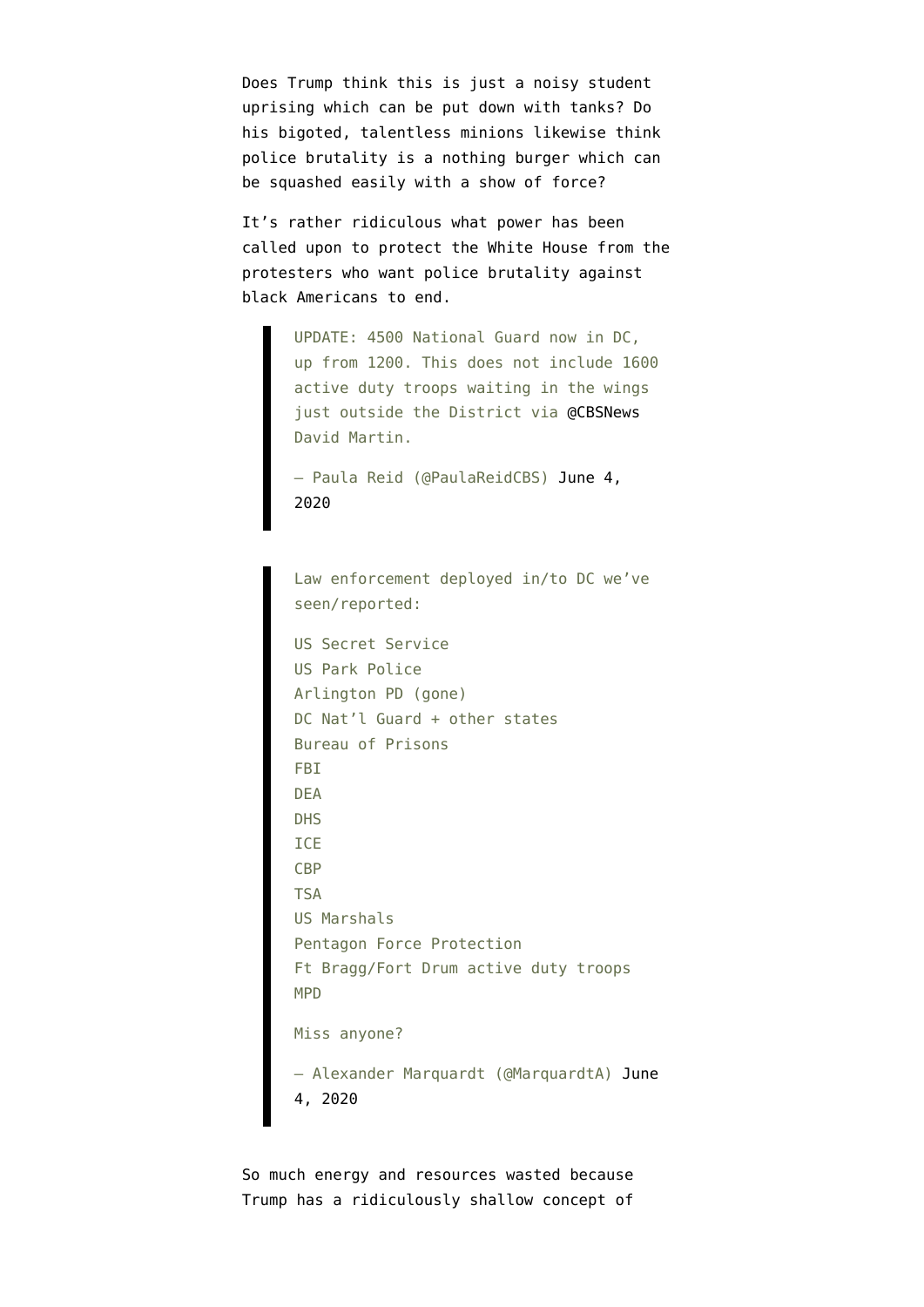Does Trump think this is just a noisy student uprising which can be put down with tanks? Do his bigoted, talentless minions likewise think police brutality is a nothing burger which can be squashed easily with a show of force?

It's rather ridiculous what power has been called upon to protect the White House from the protesters who want police brutality against black Americans to end.

> UPDATE: 4500 National Guard now in DC, up from 1200. This does not include 1600 active duty troops waiting in the wings just outside the District via @CBSNews David Martin.
>
> — Paula Reid (@PaulaReidCBS) June 4, 2020

> Law enforcement deployed in/to DC we've seen/reported:
>
> US Secret Service
> US Park Police
> Arlington PD (gone)
> DC Nat'l Guard + other states
> Bureau of Prisons
> FBI
> DEA
> DHS
> ICE
> CBP
> TSA
> US Marshals
> Pentagon Force Protection
> Ft Bragg/Fort Drum active duty troops
> MPD
>
> Miss anyone?
>
> — Alexander Marquardt (@MarquardtA) June 4, 2020

So much energy and resources wasted because Trump has a ridiculously shallow concept of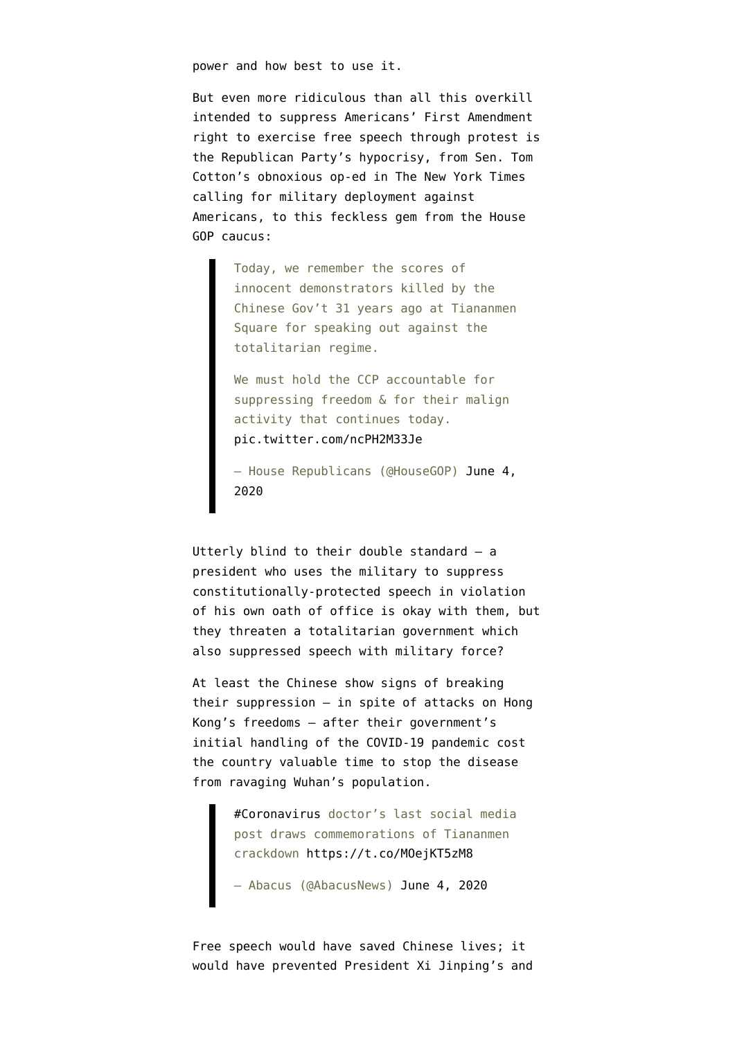power and how best to use it.

But even more ridiculous than all this overkill intended to suppress Americans' First Amendment right to exercise free speech through protest is the Republican Party's hypocrisy, from Sen. Tom Cotton's obnoxious op-ed in The New York Times calling for military deployment against Americans, to this feckless gem from the House GOP caucus:

> Today, we remember the scores of innocent demonstrators killed by the Chinese Gov't 31 years ago at Tiananmen Square for speaking out against the totalitarian regime.
>
> We must hold the CCP accountable for suppressing freedom & for their malign activity that continues today. pic.twitter.com/ncPH2M33Je
>
> — House Republicans (@HouseGOP) June 4, 2020

Utterly blind to their double standard — a president who uses the military to suppress constitutionally-protected speech in violation of his own oath of office is okay with them, but they threaten a totalitarian government which also suppressed speech with military force?

At least the Chinese show signs of breaking their suppression — in spite of attacks on Hong Kong's freedoms — after their government's initial handling of the COVID-19 pandemic cost the country valuable time to stop the disease from ravaging Wuhan's population.

> #Coronavirus doctor's last social media post draws commemorations of Tiananmen crackdown https://t.co/MOejKT5zM8
>
> — Abacus (@AbacusNews) June 4, 2020

Free speech would have saved Chinese lives; it would have prevented President Xi Jinping's and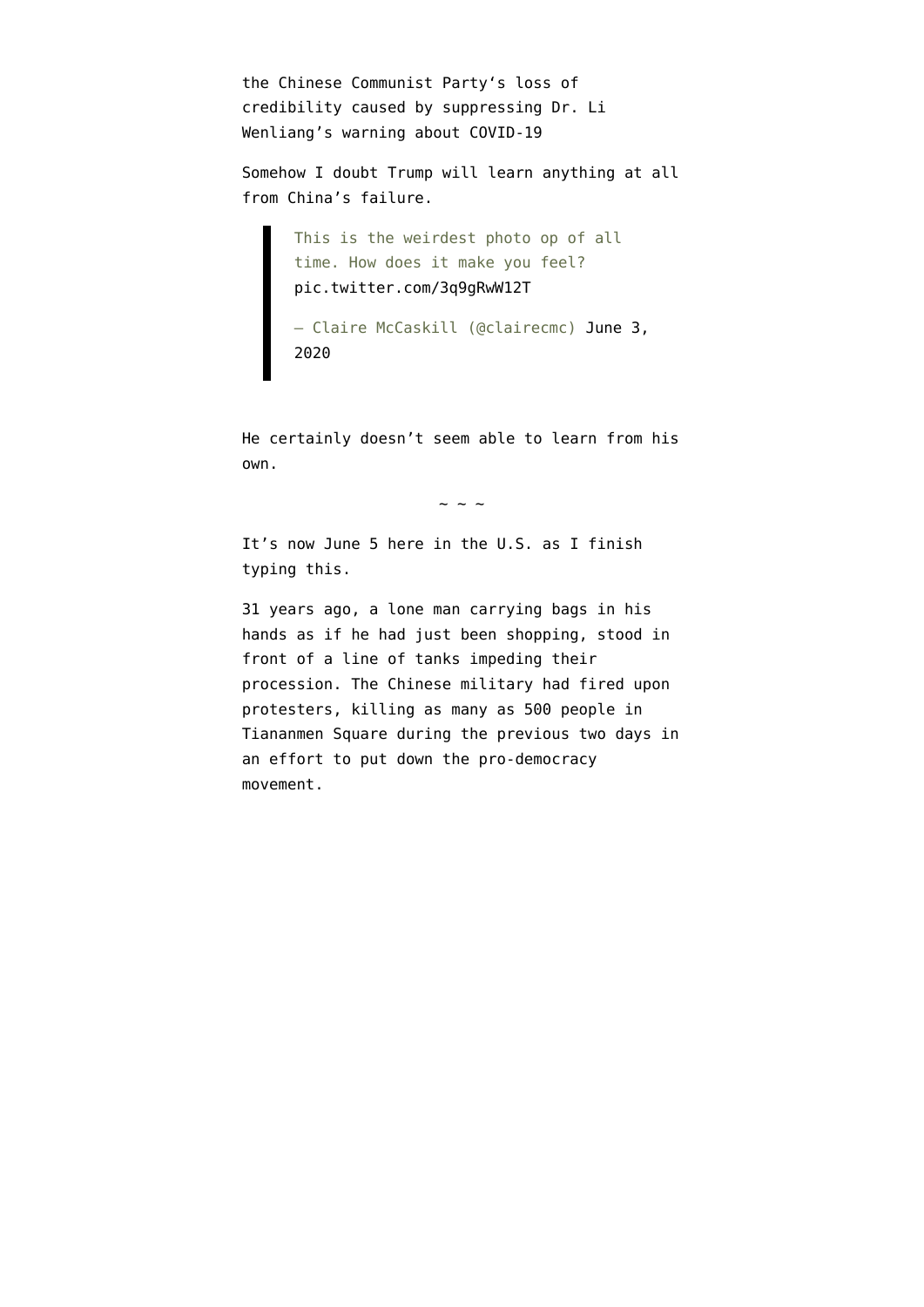the Chinese Communist Party's loss of credibility caused by suppressing Dr. Li Wenliang's warning about COVID-19

Somehow I doubt Trump will learn anything at all from China's failure.

> This is the weirdest photo op of all time. How does it make you feel? pic.twitter.com/3q9gRwW12T
>
> — Claire McCaskill (@clairecmc) June 3, 2020

He certainly doesn't seem able to learn from his own.

~ ~ ~

It's now June 5 here in the U.S. as I finish typing this.

31 years ago, a lone man carrying bags in his hands as if he had just been shopping, stood in front of a line of tanks impeding their procession. The Chinese military had fired upon protesters, killing as many as 500 people in Tiananmen Square during the previous two days in an effort to put down the pro-democracy movement.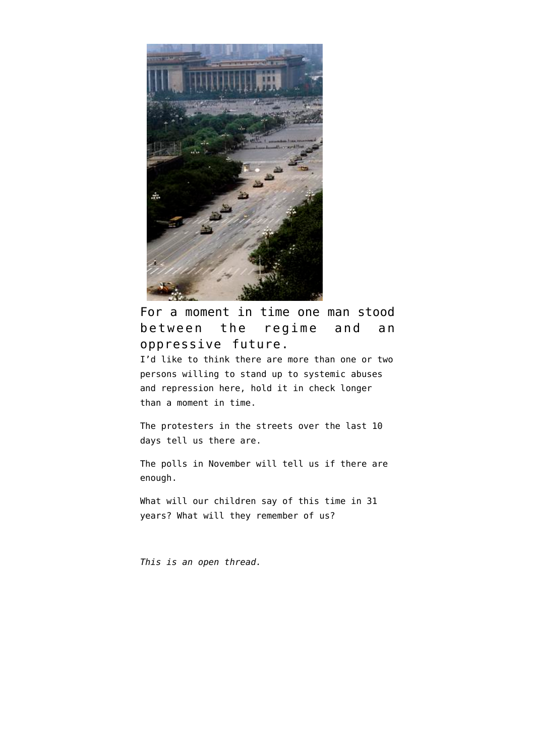## For a moment in time one man stood between the regime and an oppressive future.

I'd like to think there are more than one or two persons willing to stand up to systemic abuses and repression here, hold it in check longer than a moment in time.

The protesters in the streets over the last 10 days tell us there are.

The polls in November will tell us if there are enough.

What will our children say of this time in 31 years? What will they remember of us?

*This is an open thread.*